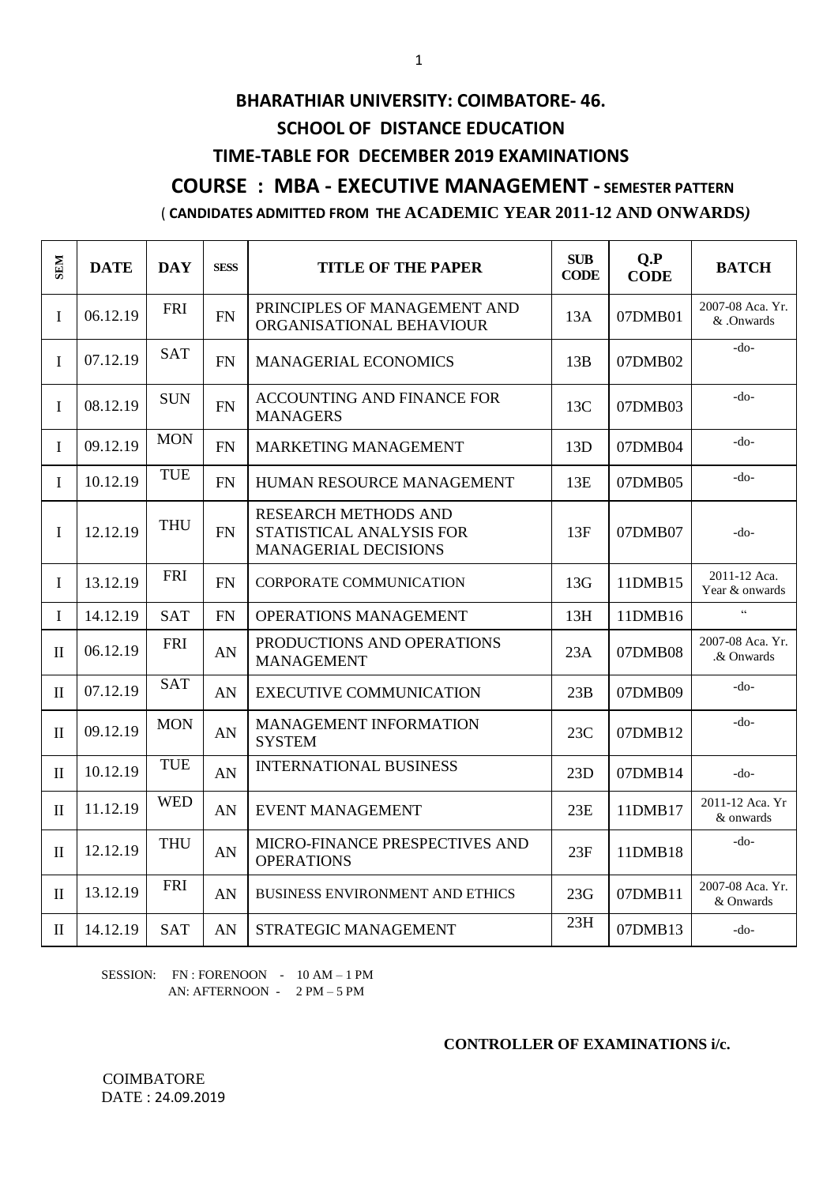# BHARATHIAR UNIVERSITY: COIMBATORE- 46.

## SCHOOL OF DISTANCE EDUCATION

## TIME-TABLE FOR DECEMBER 2019 EXAMINATIONS

## COURSE : MBA - EXECUTIVE MANAGEMENT - SEMESTER PATTERN

( **CANDIDATES ADMITTED FROM THE ACADEMIC YEAR 2011-12 AND ONWARDS***)*

| SEM | DATE | DAY | SESS | TITLE OF THE PAPER | SUB CODE | Q.P CODE | BATCH |
|---|---|---|---|---|---|---|---|
| I | 06.12.19 | FRI | FN | PRINCIPLES OF MANAGEMENT AND ORGANISATIONAL BEHAVIOUR | 13A | 07DMB01 | 2007-08 Aca. Yr. & .Onwards |
| I | 07.12.19 | SAT | FN | MANAGERIAL ECONOMICS | 13B | 07DMB02 | -do- |
| I | 08.12.19 | SUN | FN | ACCOUNTING AND FINANCE FOR MANAGERS | 13C | 07DMB03 | -do- |
| I | 09.12.19 | MON | FN | MARKETING MANAGEMENT | 13D | 07DMB04 | -do- |
| I | 10.12.19 | TUE | FN | HUMAN RESOURCE MANAGEMENT | 13E | 07DMB05 | -do- |
| I | 12.12.19 | THU | FN | RESEARCH METHODS AND STATISTICAL ANALYSIS FOR MANAGERIAL DECISIONS | 13F | 07DMB07 | -do- |
| I | 13.12.19 | FRI | FN | CORPORATE COMMUNICATION | 13G | 11DMB15 | 2011-12 Aca. Year & onwards |
| I | 14.12.19 | SAT | FN | OPERATIONS MANAGEMENT | 13H | 11DMB16 | " |
| II | 06.12.19 | FRI | AN | PRODUCTIONS AND OPERATIONS MANAGEMENT | 23A | 07DMB08 | 2007-08 Aca. Yr. .& Onwards |
| II | 07.12.19 | SAT | AN | EXECUTIVE COMMUNICATION | 23B | 07DMB09 | -do- |
| II | 09.12.19 | MON | AN | MANAGEMENT INFORMATION SYSTEM | 23C | 07DMB12 | -do- |
| II | 10.12.19 | TUE | AN | INTERNATIONAL BUSINESS | 23D | 07DMB14 | -do- |
| II | 11.12.19 | WED | AN | EVENT MANAGEMENT | 23E | 11DMB17 | 2011-12 Aca. Yr & onwards |
| II | 12.12.19 | THU | AN | MICRO-FINANCE PRESPECTIVES AND OPERATIONS | 23F | 11DMB18 | -do- |
| II | 13.12.19 | FRI | AN | BUSINESS ENVIRONMENT AND ETHICS | 23G | 07DMB11 | 2007-08 Aca. Yr. & Onwards |
| II | 14.12.19 | SAT | AN | STRATEGIC MANAGEMENT | 23H | 07DMB13 | -do- |

SESSION: FN : FORENOON - 10 AM – 1 PM
AN: AFTERNOON - 2 PM – 5 PM

**CONTROLLER OF EXAMINATIONS i/c.**

COIMBATORE
DATE : 24.09.2019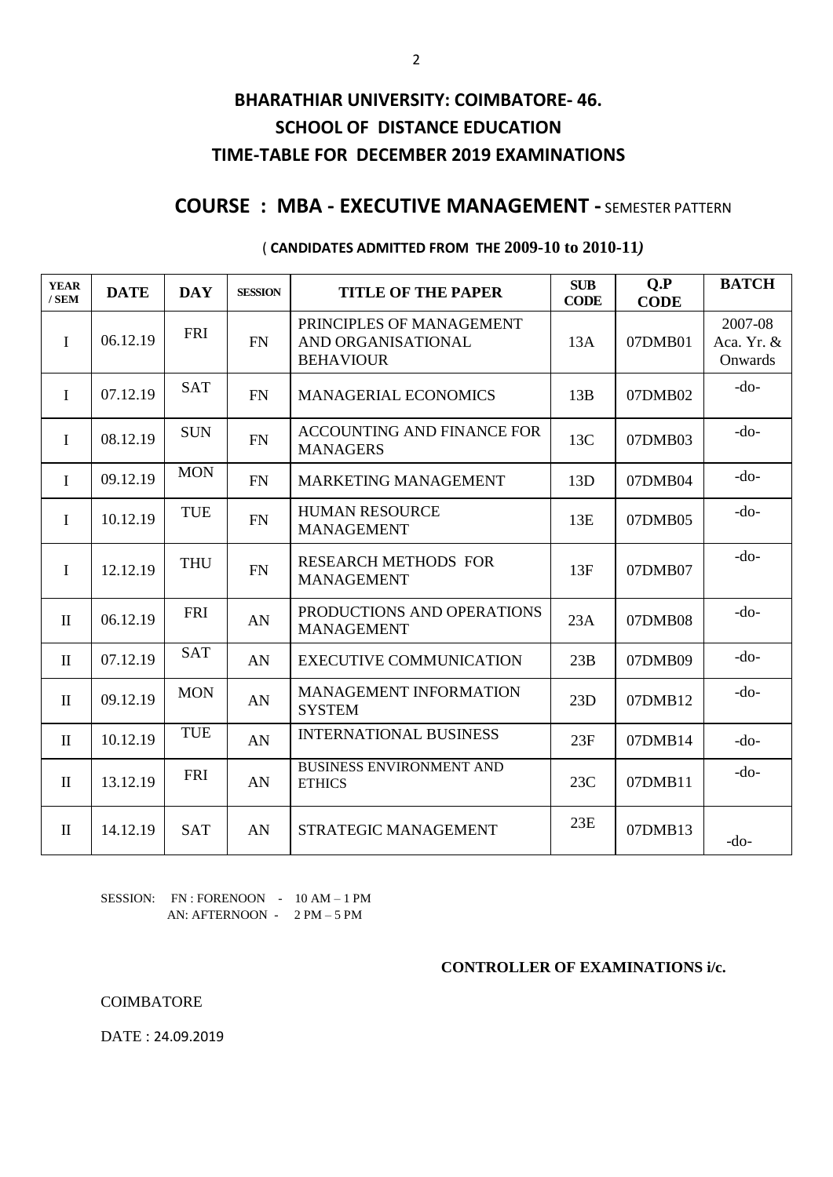# BHARATHIAR UNIVERSITY: COIMBATORE- 46.
## SCHOOL OF DISTANCE EDUCATION
## TIME-TABLE FOR DECEMBER 2019 EXAMINATIONS

## COURSE : MBA - EXECUTIVE MANAGEMENT - SEMESTER PATTERN

( **CANDIDATES ADMITTED FROM THE 2009-10 to 2010-11***)*

| YEAR / SEM | DATE | DAY | SESSION | TITLE OF THE PAPER | SUB CODE | Q.P CODE | BATCH |
|---|---|---|---|---|---|---|---|
| I | 06.12.19 | FRI | FN | PRINCIPLES OF MANAGEMENT AND ORGANISATIONAL BEHAVIOUR | 13A | 07DMB01 | 2007-08 Aca. Yr. & Onwards |
| I | 07.12.19 | SAT | FN | MANAGERIAL ECONOMICS | 13B | 07DMB02 | -do- |
| I | 08.12.19 | SUN | FN | ACCOUNTING AND FINANCE FOR MANAGERS | 13C | 07DMB03 | -do- |
| I | 09.12.19 | MON | FN | MARKETING MANAGEMENT | 13D | 07DMB04 | -do- |
| I | 10.12.19 | TUE | FN | HUMAN RESOURCE MANAGEMENT | 13E | 07DMB05 | -do- |
| I | 12.12.19 | THU | FN | RESEARCH METHODS FOR MANAGEMENT | 13F | 07DMB07 | -do- |
| II | 06.12.19 | FRI | AN | PRODUCTIONS AND OPERATIONS MANAGEMENT | 23A | 07DMB08 | -do- |
| II | 07.12.19 | SAT | AN | EXECUTIVE COMMUNICATION | 23B | 07DMB09 | -do- |
| II | 09.12.19 | MON | AN | MANAGEMENT INFORMATION SYSTEM | 23D | 07DMB12 | -do- |
| II | 10.12.19 | TUE | AN | INTERNATIONAL BUSINESS | 23F | 07DMB14 | -do- |
| II | 13.12.19 | FRI | AN | BUSINESS ENVIRONMENT AND ETHICS | 23C | 07DMB11 | -do- |
| II | 14.12.19 | SAT | AN | STRATEGIC MANAGEMENT | 23E | 07DMB13 | -do- |

SESSION: FN : FORENOON - 10 AM – 1 PM
AN: AFTERNOON - 2 PM – 5 PM

**CONTROLLER OF EXAMINATIONS i/c.**

COIMBATORE

DATE : 24.09.2019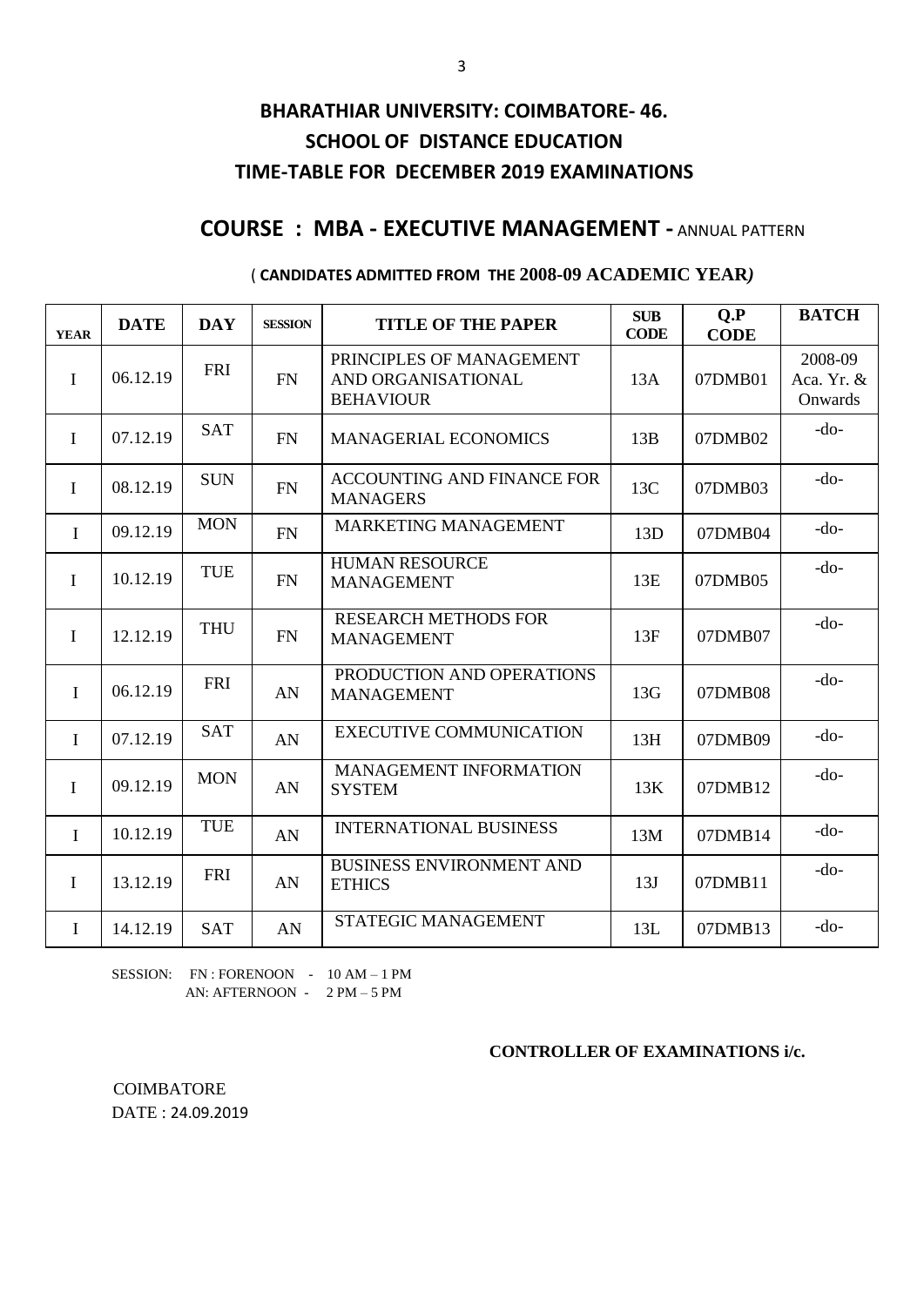# BHARATHIAR UNIVERSITY: COIMBATORE- 46.

## SCHOOL OF DISTANCE EDUCATION

## TIME-TABLE FOR DECEMBER 2019 EXAMINATIONS

## COURSE : MBA - EXECUTIVE MANAGEMENT - ANNUAL PATTERN

( **CANDIDATES ADMITTED FROM THE 2008-09 ACADEMIC YEAR***)*

| YEAR | DATE | DAY | SESSION | TITLE OF THE PAPER | SUB CODE | Q.P CODE | BATCH |
|---|---|---|---|---|---|---|---|
| I | 06.12.19 | FRI | FN | PRINCIPLES OF MANAGEMENT AND ORGANISATIONAL BEHAVIOUR | 13A | 07DMB01 | 2008-09 Aca. Yr. & Onwards |
| I | 07.12.19 | SAT | FN | MANAGERIAL ECONOMICS | 13B | 07DMB02 | -do- |
| I | 08.12.19 | SUN | FN | ACCOUNTING AND FINANCE FOR MANAGERS | 13C | 07DMB03 | -do- |
| I | 09.12.19 | MON | FN | MARKETING MANAGEMENT | 13D | 07DMB04 | -do- |
| I | 10.12.19 | TUE | FN | HUMAN RESOURCE MANAGEMENT | 13E | 07DMB05 | -do- |
| I | 12.12.19 | THU | FN | RESEARCH METHODS FOR MANAGEMENT | 13F | 07DMB07 | -do- |
| I | 06.12.19 | FRI | AN | PRODUCTION AND OPERATIONS MANAGEMENT | 13G | 07DMB08 | -do- |
| I | 07.12.19 | SAT | AN | EXECUTIVE COMMUNICATION | 13H | 07DMB09 | -do- |
| I | 09.12.19 | MON | AN | MANAGEMENT INFORMATION SYSTEM | 13K | 07DMB12 | -do- |
| I | 10.12.19 | TUE | AN | INTERNATIONAL BUSINESS | 13M | 07DMB14 | -do- |
| I | 13.12.19 | FRI | AN | BUSINESS ENVIRONMENT AND ETHICS | 13J | 07DMB11 | -do- |
| I | 14.12.19 | SAT | AN | STATEGIC MANAGEMENT | 13L | 07DMB13 | -do- |

SESSION: FN : FORENOON - 10 AM – 1 PM
AN: AFTERNOON - 2 PM – 5 PM

**CONTROLLER OF EXAMINATIONS i/c.**

COIMBATORE
DATE : 24.09.2019